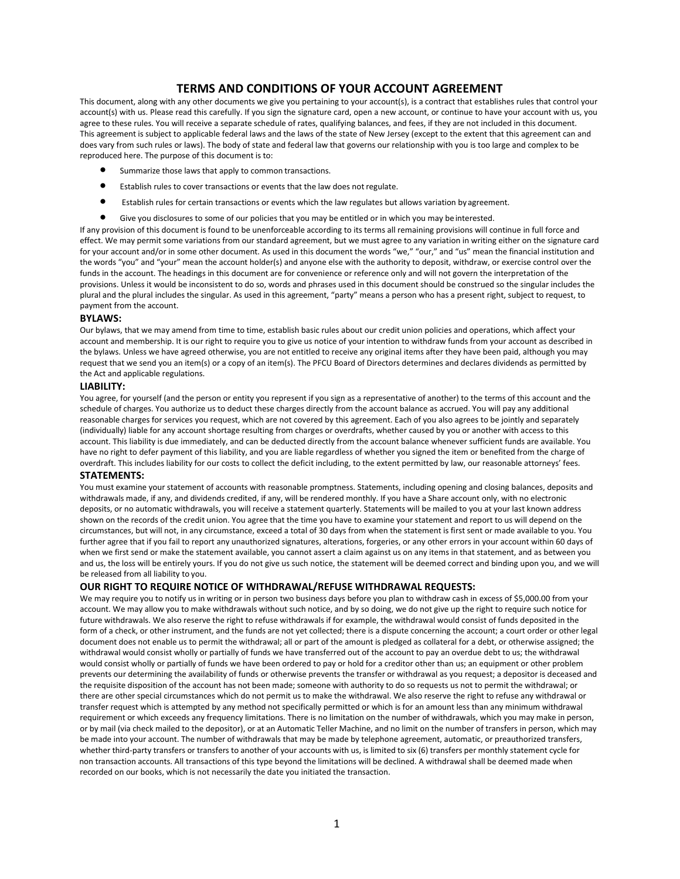# TERMS AND CONDITIONS OF YOUR ACCOUNT AGREEMENT

This document, along with any other documents we give you pertaining to your account(s), is a contract that establishes rules that control your account(s) with us. Please read this carefully. If you sign the signature card, open a new account, or continue to have your account with us, you agree to these rules. You will receive a separate schedule of rates, qualifying balances, and fees, if they are not included in this document. This agreement is subject to applicable federal laws and the laws of the state of New Jersey (except to the extent that this agreement can and does vary from such rules or laws). The body of state and federal law that governs our relationship with you is too large and complex to be reproduced here. The purpose of this document is to:

- Summarize those laws that apply to common transactions.
- Establish rules to cover transactions or events that the law does not regulate.
- Establish rules for certain transactions or events which the law regulates but allows variation by agreement.
- Give you disclosures to some of our policies that you may be entitled or in which you may be interested.

If any provision of this document is found to be unenforceable according to its terms all remaining provisions will continue in full force and effect. We may permit some variations from our standard agreement, but we must agree to any variation in writing either on the signature card for your account and/or in some other document. As used in this document the words "we," "our," and "us" mean the financial institution and the words "you" and "your" mean the account holder(s) and anyone else with the authority to deposit, withdraw, or exercise control over the funds in the account. The headings in this document are for convenience or reference only and will not govern the interpretation of the provisions. Unless it would be inconsistent to do so, words and phrases used in this document should be construed so the singular includes the plural and the plural includes the singular. As used in this agreement, "party" means a person who has a present right, subject to request, to payment from the account.

## BYLAWS:

Our bylaws, that we may amend from time to time, establish basic rules about our credit union policies and operations, which affect your account and membership. It is our right to require you to give us notice of your intention to withdraw funds from your account as described in the bylaws. Unless we have agreed otherwise, you are not entitled to receive any original items after they have been paid, although you may request that we send you an item(s) or a copy of an item(s). The PFCU Board of Directors determines and declares dividends as permitted by the Act and applicable regulations.

## LIABILITY:

You agree, for yourself (and the person or entity you represent if you sign as a representative of another) to the terms of this account and the schedule of charges. You authorize us to deduct these charges directly from the account balance as accrued. You will pay any additional reasonable charges for services you request, which are not covered by this agreement. Each of you also agrees to be jointly and separately (individually) liable for any account shortage resulting from charges or overdrafts, whether caused by you or another with access to this account. This liability is due immediately, and can be deducted directly from the account balance whenever sufficient funds are available. You have no right to defer payment of this liability, and you are liable regardless of whether you signed the item or benefited from the charge of overdraft. This includes liability for our costs to collect the deficit including, to the extent permitted by law, our reasonable attorneys' fees.

## STATEMENTS:

You must examine your statement of accounts with reasonable promptness. Statements, including opening and closing balances, deposits and withdrawals made, if any, and dividends credited, if any, will be rendered monthly. If you have a Share account only, with no electronic deposits, or no automatic withdrawals, you will receive a statement quarterly. Statements will be mailed to you at your last known address shown on the records of the credit union. You agree that the time you have to examine your statement and report to us will depend on the circumstances, but will not, in any circumstance, exceed a total of 30 days from when the statement is first sent or made available to you. You further agree that if you fail to report any unauthorized signatures, alterations, forgeries, or any other errors in your account within 60 days of when we first send or make the statement available, you cannot assert a claim against us on any items in that statement, and as between you and us, the loss will be entirely yours. If you do not give us such notice, the statement will be deemed correct and binding upon you, and we will be released from all liability to you.

## OUR RIGHT TO REQUIRE NOTICE OF WITHDRAWAL/REFUSE WITHDRAWAL REQUESTS:

We may require you to notify us in writing or in person two business days before you plan to withdraw cash in excess of $5,000.00 from your account. We may allow you to make withdrawals without such notice, and by so doing, we do not give up the right to require such notice for future withdrawals. We also reserve the right to refuse withdrawals if for example, the withdrawal would consist of funds deposited in the form of a check, or other instrument, and the funds are not yet collected; there is a dispute concerning the account; a court order or other legal document does not enable us to permit the withdrawal; all or part of the amount is pledged as collateral for a debt, or otherwise assigned; the withdrawal would consist wholly or partially of funds we have transferred out of the account to pay an overdue debt to us; the withdrawal would consist wholly or partially of funds we have been ordered to pay or hold for a creditor other than us; an equipment or other problem prevents our determining the availability of funds or otherwise prevents the transfer or withdrawal as you request; a depositor is deceased and the requisite disposition of the account has not been made; someone with authority to do so requests us not to permit the withdrawal; or there are other special circumstances which do not permit us to make the withdrawal. We also reserve the right to refuse any withdrawal or transfer request which is attempted by any method not specifically permitted or which is for an amount less than any minimum withdrawal requirement or which exceeds any frequency limitations. There is no limitation on the number of withdrawals, which you may make in person, or by mail (via check mailed to the depositor), or at an Automatic Teller Machine, and no limit on the number of transfers in person, which may be made into your account. The number of withdrawals that may be made by telephone agreement, automatic, or preauthorized transfers, whether third-party transfers or transfers to another of your accounts with us, is limited to six (6) transfers per monthly statement cycle for non transaction accounts. All transactions of this type beyond the limitations will be declined. A withdrawal shall be deemed made when recorded on our books, which is not necessarily the date you initiated the transaction.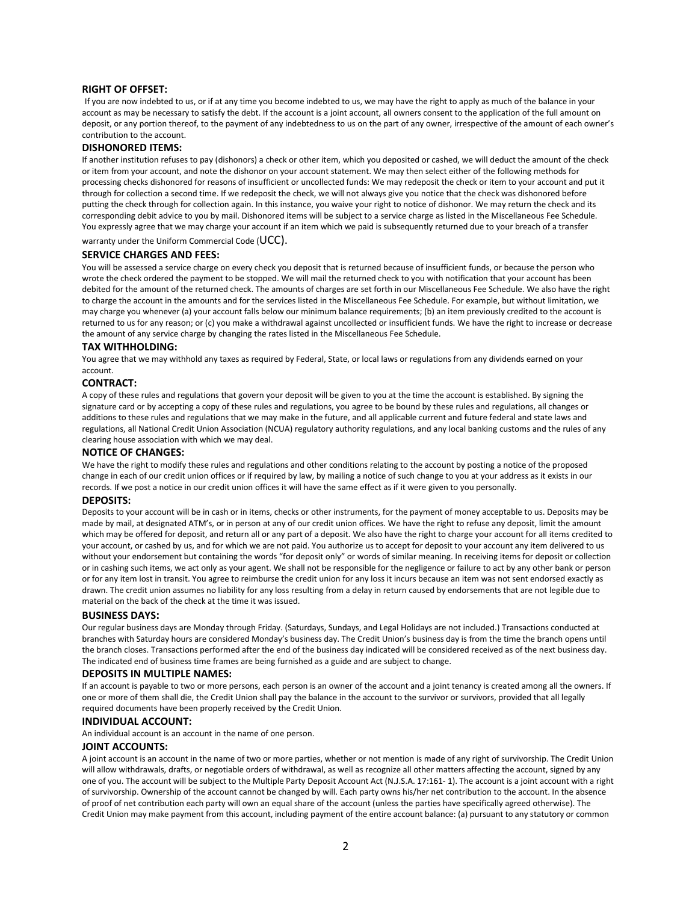### RIGHT OF OFFSET:

If you are now indebted to us, or if at any time you become indebted to us, we may have the right to apply as much of the balance in your account as may be necessary to satisfy the debt. If the account is a joint account, all owners consent to the application of the full amount on deposit, or any portion thereof, to the payment of any indebtedness to us on the part of any owner, irrespective of the amount of each owner's contribution to the account.

### DISHONORED ITEMS:

If another institution refuses to pay (dishonors) a check or other item, which you deposited or cashed, we will deduct the amount of the check or item from your account, and note the dishonor on your account statement. We may then select either of the following methods for processing checks dishonored for reasons of insufficient or uncollected funds: We may redeposit the check or item to your account and put it through for collection a second time. If we redeposit the check, we will not always give you notice that the check was dishonored before putting the check through for collection again. In this instance, you waive your right to notice of dishonor. We may return the check and its corresponding debit advice to you by mail. Dishonored items will be subject to a service charge as listed in the Miscellaneous Fee Schedule. You expressly agree that we may charge your account if an item which we paid is subsequently returned due to your breach of a transfer warranty under the Uniform Commercial Code (UCC).

### SERVICE CHARGES AND FEES:

You will be assessed a service charge on every check you deposit that is returned because of insufficient funds, or because the person who wrote the check ordered the payment to be stopped. We will mail the returned check to you with notification that your account has been debited for the amount of the returned check. The amounts of charges are set forth in our Miscellaneous Fee Schedule. We also have the right to charge the account in the amounts and for the services listed in the Miscellaneous Fee Schedule. For example, but without limitation, we may charge you whenever (a) your account falls below our minimum balance requirements; (b) an item previously credited to the account is returned to us for any reason; or (c) you make a withdrawal against uncollected or insufficient funds. We have the right to increase or decrease the amount of any service charge by changing the rates listed in the Miscellaneous Fee Schedule.

### TAX WITHHOLDING:

You agree that we may withhold any taxes as required by Federal, State, or local laws or regulations from any dividends earned on your account.

### CONTRACT:

A copy of these rules and regulations that govern your deposit will be given to you at the time the account is established. By signing the signature card or by accepting a copy of these rules and regulations, you agree to be bound by these rules and regulations, all changes or additions to these rules and regulations that we may make in the future, and all applicable current and future federal and state laws and regulations, all National Credit Union Association (NCUA) regulatory authority regulations, and any local banking customs and the rules of any clearing house association with which we may deal.

### NOTICE OF CHANGES:

We have the right to modify these rules and regulations and other conditions relating to the account by posting a notice of the proposed change in each of our credit union offices or if required by law, by mailing a notice of such change to you at your address as it exists in our records. If we post a notice in our credit union offices it will have the same effect as if it were given to you personally.

### DEPOSITS:

Deposits to your account will be in cash or in items, checks or other instruments, for the payment of money acceptable to us. Deposits may be made by mail, at designated ATM's, or in person at any of our credit union offices. We have the right to refuse any deposit, limit the amount which may be offered for deposit, and return all or any part of a deposit. We also have the right to charge your account for all items credited to your account, or cashed by us, and for which we are not paid. You authorize us to accept for deposit to your account any item delivered to us without your endorsement but containing the words "for deposit only" or words of similar meaning. In receiving items for deposit or collection or in cashing such items, we act only as your agent. We shall not be responsible for the negligence or failure to act by any other bank or person or for any item lost in transit. You agree to reimburse the credit union for any loss it incurs because an item was not sent endorsed exactly as drawn. The credit union assumes no liability for any loss resulting from a delay in return caused by endorsements that are not legible due to material on the back of the check at the time it was issued.

### BUSINESS DAYS:

Our regular business days are Monday through Friday. (Saturdays, Sundays, and Legal Holidays are not included.) Transactions conducted at branches with Saturday hours are considered Monday's business day. The Credit Union's business day is from the time the branch opens until the branch closes. Transactions performed after the end of the business day indicated will be considered received as of the next business day. The indicated end of business time frames are being furnished as a guide and are subject to change.

### DEPOSITS IN MULTIPLE NAMES:

If an account is payable to two or more persons, each person is an owner of the account and a joint tenancy is created among all the owners. If one or more of them shall die, the Credit Union shall pay the balance in the account to the survivor or survivors, provided that all legally required documents have been properly received by the Credit Union.

### INDIVIDUAL ACCOUNT:

An individual account is an account in the name of one person.

### JOINT ACCOUNTS:

A joint account is an account in the name of two or more parties, whether or not mention is made of any right of survivorship. The Credit Union will allow withdrawals, drafts, or negotiable orders of withdrawal, as well as recognize all other matters affecting the account, signed by any one of you. The account will be subject to the Multiple Party Deposit Account Act (N.J.S.A. 17:161- 1). The account is a joint account with a right of survivorship. Ownership of the account cannot be changed by will. Each party owns his/her net contribution to the account. In the absence of proof of net contribution each party will own an equal share of the account (unless the parties have specifically agreed otherwise). The Credit Union may make payment from this account, including payment of the entire account balance: (a) pursuant to any statutory or common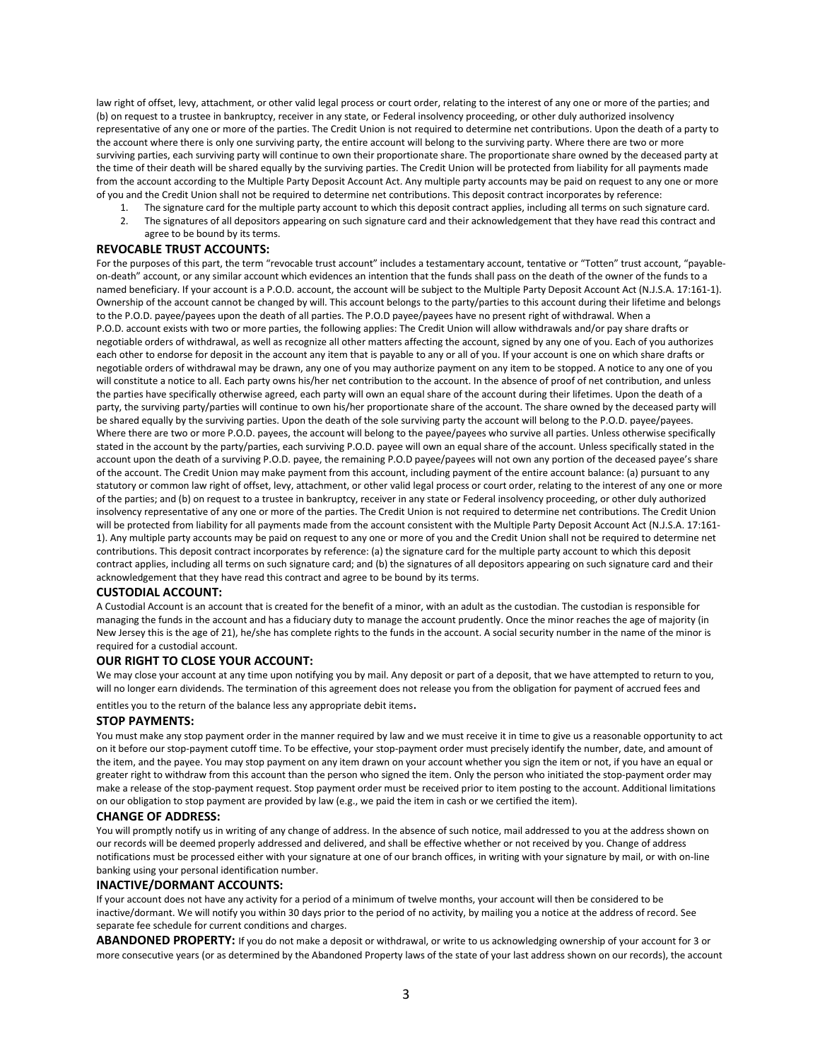law right of offset, levy, attachment, or other valid legal process or court order, relating to the interest of any one or more of the parties; and (b) on request to a trustee in bankruptcy, receiver in any state, or Federal insolvency proceeding, or other duly authorized insolvency representative of any one or more of the parties. The Credit Union is not required to determine net contributions. Upon the death of a party to the account where there is only one surviving party, the entire account will belong to the surviving party. Where there are two or more surviving parties, each surviving party will continue to own their proportionate share. The proportionate share owned by the deceased party at the time of their death will be shared equally by the surviving parties. The Credit Union will be protected from liability for all payments made from the account according to the Multiple Party Deposit Account Act. Any multiple party accounts may be paid on request to any one or more of you and the Credit Union shall not be required to determine net contributions. This deposit contract incorporates by reference:

1. The signature card for the multiple party account to which this deposit contract applies, including all terms on such signature card.
2. The signatures of all depositors appearing on such signature card and their acknowledgement that they have read this contract and agree to be bound by its terms.

### REVOCABLE TRUST ACCOUNTS:

For the purposes of this part, the term "revocable trust account" includes a testamentary account, tentative or "Totten" trust account, "payable-on-death" account, or any similar account which evidences an intention that the funds shall pass on the death of the owner of the funds to a named beneficiary. If your account is a P.O.D. account, the account will be subject to the Multiple Party Deposit Account Act (N.J.S.A. 17:161-1). Ownership of the account cannot be changed by will. This account belongs to the party/parties to this account during their lifetime and belongs to the P.O.D. payee/payees upon the death of all parties. The P.O.D payee/payees have no present right of withdrawal. When a P.O.D. account exists with two or more parties, the following applies: The Credit Union will allow withdrawals and/or pay share drafts or negotiable orders of withdrawal, as well as recognize all other matters affecting the account, signed by any one of you. Each of you authorizes each other to endorse for deposit in the account any item that is payable to any or all of you. If your account is one on which share drafts or negotiable orders of withdrawal may be drawn, any one of you may authorize payment on any item to be stopped. A notice to any one of you will constitute a notice to all. Each party owns his/her net contribution to the account. In the absence of proof of net contribution, and unless the parties have specifically otherwise agreed, each party will own an equal share of the account during their lifetimes. Upon the death of a party, the surviving party/parties will continue to own his/her proportionate share of the account. The share owned by the deceased party will be shared equally by the sole surviving parties. Upon the death of the sole surviving party the account will belong to the P.O.D. payee/payees. Where there are two or more P.O.D. payees, the account will belong to the payee/payees who survive all parties. Unless otherwise specifically stated in the account by the party/parties, each surviving P.O.D. payee will own an equal share of the account. Unless specifically stated in the account upon the death of a surviving P.O.D. payee, the remaining P.O.D payee/payees will not own any portion of the deceased payee's share of the account. The Credit Union may make payment from this account, including payment of the entire account balance: (a) pursuant to any statutory or common law right of offset, levy, attachment, or other valid legal process or court order, relating to the interest of any one or more of the parties; and (b) on request to a trustee in bankruptcy, receiver in any state or Federal insolvency proceeding, or other duly authorized insolvency representative of any one or more of the parties. The Credit Union is not required to determine net contributions. The Credit Union will be protected from liability for all payments made from the account consistent with the Multiple Party Deposit Account Act (N.J.S.A. 17:161-1). Any multiple party accounts may be paid on request to any one or more of you and the Credit Union shall not be required to determine net contributions. This deposit contract incorporates by reference: (a) the signature card for the multiple party account to which this deposit contract applies, including all terms on such signature card; and (b) the signatures of all depositors appearing on such signature card and their acknowledgement that they have read this contract and agree to be bound by its terms.

### CUSTODIAL ACCOUNT:

A Custodial Account is an account that is created for the benefit of a minor, with an adult as the custodian. The custodian is responsible for managing the funds in the account and has a fiduciary duty to manage the account prudently. Once the minor reaches the age of majority (in New Jersey this is the age of 21), he/she has complete rights to the funds in the account. A social security number in the name of the minor is required for a custodial account.

### OUR RIGHT TO CLOSE YOUR ACCOUNT:

We may close your account at any time upon notifying you by mail. Any deposit or part of a deposit, that we have attempted to return to you, will no longer earn dividends. The termination of this agreement does not release you from the obligation for payment of accrued fees and entitles you to the return of the balance less any appropriate debit items.

### STOP PAYMENTS:

You must make any stop payment order in the manner required by law and we must receive it in time to give us a reasonable opportunity to act on it before our stop-payment cutoff time. To be effective, your stop-payment order must precisely identify the number, date, and amount of the item, and the payee. You may stop payment on any item drawn on your account whether you sign the item or not, if you have an equal or greater right to withdraw from this account than the person who signed the item. Only the person who initiated the stop-payment order may make a release of the stop-payment request. Stop payment order must be received prior to item posting to the account. Additional limitations on our obligation to stop payment are provided by law (e.g., we paid the item in cash or we certified the item).

### CHANGE OF ADDRESS:

You will promptly notify us in writing of any change of address. In the absence of such notice, mail addressed to you at the address shown on our records will be deemed properly addressed and delivered, and shall be effective whether or not received by you. Change of address notifications must be processed either with your signature at one of our branch offices, in writing with your signature by mail, or with on-line banking using your personal identification number.

### INACTIVE/DORMANT ACCOUNTS:

If your account does not have any activity for a period of a minimum of twelve months, your account will then be considered to be inactive/dormant. We will notify you within 30 days prior to the period of no activity, by mailing you a notice at the address of record. See separate fee schedule for current conditions and charges.

**ABANDONED PROPERTY:** If you do not make a deposit or withdrawal, or write to us acknowledging ownership of your account for 3 or more consecutive years (or as determined by the Abandoned Property laws of the state of your last address shown on our records), the account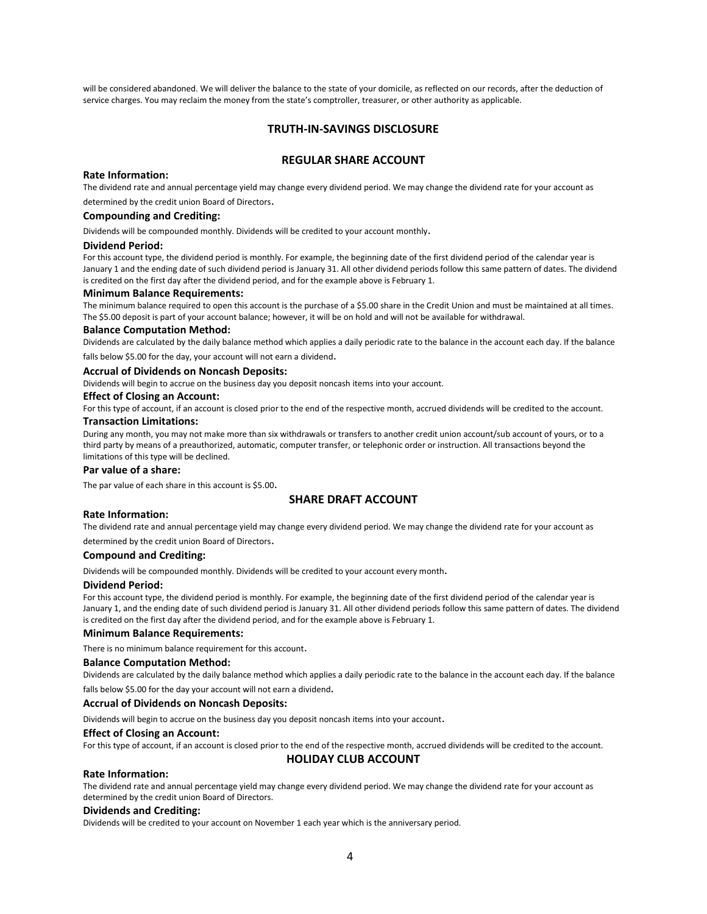will be considered abandoned. We will deliver the balance to the state of your domicile, as reflected on our records, after the deduction of service charges. You may reclaim the money from the state's comptroller, treasurer, or other authority as applicable.

## TRUTH-IN-SAVINGS DISCLOSURE

## REGULAR SHARE ACCOUNT

### Rate Information:

The dividend rate and annual percentage yield may change every dividend period. We may change the dividend rate for your account as determined by the credit union Board of Directors.

### Compounding and Crediting:

Dividends will be compounded monthly. Dividends will be credited to your account monthly.

### Dividend Period:

For this account type, the dividend period is monthly. For example, the beginning date of the first dividend period of the calendar year is January 1 and the ending date of such dividend period is January 31. All other dividend periods follow this same pattern of dates. The dividend is credited on the first day after the dividend period, and for the example above is February 1.

### Minimum Balance Requirements:

The minimum balance required to open this account is the purchase of a $5.00 share in the Credit Union and must be maintained at all times. The $5.00 deposit is part of your account balance; however, it will be on hold and will not be available for withdrawal.

### Balance Computation Method:

Dividends are calculated by the daily balance method which applies a daily periodic rate to the balance in the account each day. If the balance falls below $5.00 for the day, your account will not earn a dividend.

### Accrual of Dividends on Noncash Deposits:

Dividends will begin to accrue on the business day you deposit noncash items into your account.

### Effect of Closing an Account:

For this type of account, if an account is closed prior to the end of the respective month, accrued dividends will be credited to the account.

### Transaction Limitations:

During any month, you may not make more than six withdrawals or transfers to another credit union account/sub account of yours, or to a third party by means of a preauthorized, automatic, computer transfer, or telephonic order or instruction. All transactions beyond the limitations of this type will be declined.

### Par value of a share:

The par value of each share in this account is $5.00.

## SHARE DRAFT ACCOUNT

### Rate Information:

The dividend rate and annual percentage yield may change every dividend period. We may change the dividend rate for your account as determined by the credit union Board of Directors.

### Compound and Crediting:

Dividends will be compounded monthly. Dividends will be credited to your account every month.

### Dividend Period:

For this account type, the dividend period is monthly. For example, the beginning date of the first dividend period of the calendar year is January 1, and the ending date of such dividend period is January 31. All other dividend periods follow this same pattern of dates. The dividend is credited on the first day after the dividend period, and for the example above is February 1.

### Minimum Balance Requirements:

There is no minimum balance requirement for this account.

### Balance Computation Method:

Dividends are calculated by the daily balance method which applies a daily periodic rate to the balance in the account each day. If the balance falls below $5.00 for the day your account will not earn a dividend.

### Accrual of Dividends on Noncash Deposits:

Dividends will begin to accrue on the business day you deposit noncash items into your account.

### Effect of Closing an Account:

For this type of account, if an account is closed prior to the end of the respective month, accrued dividends will be credited to the account.

## HOLIDAY CLUB ACCOUNT

### Rate Information:

The dividend rate and annual percentage yield may change every dividend period. We may change the dividend rate for your account as determined by the credit union Board of Directors.

### Dividends and Crediting:

Dividends will be credited to your account on November 1 each year which is the anniversary period.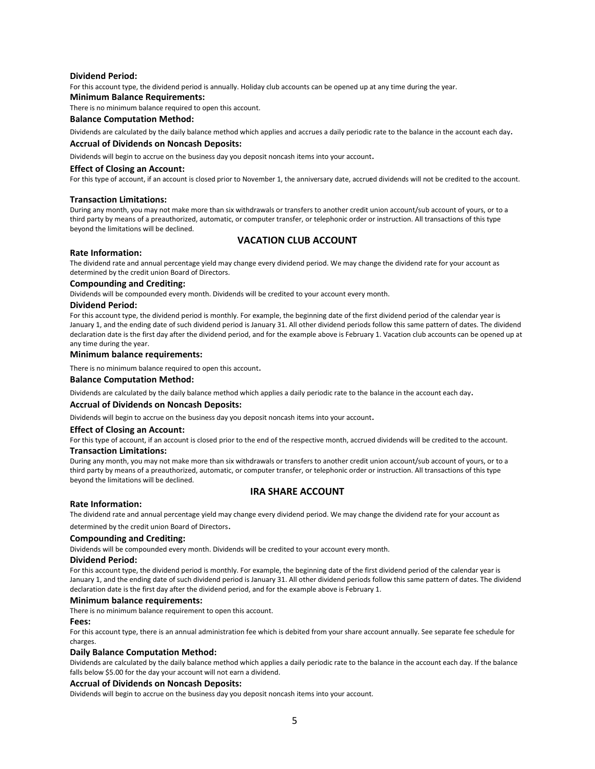**Dividend Period:**

For this account type, the dividend period is annually. Holiday club accounts can be opened up at any time during the year.

**Minimum Balance Requirements:**

There is no minimum balance required to open this account.

**Balance Computation Method:**

Dividends are calculated by the daily balance method which applies and accrues a daily periodic rate to the balance in the account each day.

**Accrual of Dividends on Noncash Deposits:**

Dividends will begin to accrue on the business day you deposit noncash items into your account.

**Effect of Closing an Account:**

For this type of account, if an account is closed prior to November 1, the anniversary date, accrued dividends will not be credited to the account.

**Transaction Limitations:**

During any month, you may not make more than six withdrawals or transfers to another credit union account/sub account of yours, or to a third party by means of a preauthorized, automatic, or computer transfer, or telephonic order or instruction. All transactions of this type beyond the limitations will be declined.

## VACATION CLUB ACCOUNT

**Rate Information:**

The dividend rate and annual percentage yield may change every dividend period. We may change the dividend rate for your account as determined by the credit union Board of Directors.

**Compounding and Crediting:**

Dividends will be compounded every month. Dividends will be credited to your account every month.

**Dividend Period:**

For this account type, the dividend period is monthly. For example, the beginning date of the first dividend period of the calendar year is January 1, and the ending date of such dividend period is January 31. All other dividend periods follow this same pattern of dates. The dividend declaration date is the first day after the dividend period, and for the example above is February 1. Vacation club accounts can be opened up at any time during the year.

**Minimum balance requirements:**

There is no minimum balance required to open this account.

**Balance Computation Method:**

Dividends are calculated by the daily balance method which applies a daily periodic rate to the balance in the account each day.

**Accrual of Dividends on Noncash Deposits:**

Dividends will begin to accrue on the business day you deposit noncash items into your account.

**Effect of Closing an Account:**

For this type of account, if an account is closed prior to the end of the respective month, accrued dividends will be credited to the account.

**Transaction Limitations:**

During any month, you may not make more than six withdrawals or transfers to another credit union account/sub account of yours, or to a third party by means of a preauthorized, automatic, or computer transfer, or telephonic order or instruction. All transactions of this type beyond the limitations will be declined.

## IRA SHARE ACCOUNT

**Rate Information:**

The dividend rate and annual percentage yield may change every dividend period. We may change the dividend rate for your account as determined by the credit union Board of Directors.

**Compounding and Crediting:**

Dividends will be compounded every month. Dividends will be credited to your account every month.

**Dividend Period:**

For this account type, the dividend period is monthly. For example, the beginning date of the first dividend period of the calendar year is January 1, and the ending date of such dividend period is January 31. All other dividend periods follow this same pattern of dates. The dividend declaration date is the first day after the dividend period, and for the example above is February 1.

**Minimum balance requirements:**

There is no minimum balance requirement to open this account.

**Fees:**

For this account type, there is an annual administration fee which is debited from your share account annually. See separate fee schedule for charges.

**Daily Balance Computation Method:**

Dividends are calculated by the daily balance method which applies a daily periodic rate to the balance in the account each day. If the balance falls below $5.00 for the day your account will not earn a dividend.

**Accrual of Dividends on Noncash Deposits:**

Dividends will begin to accrue on the business day you deposit noncash items into your account.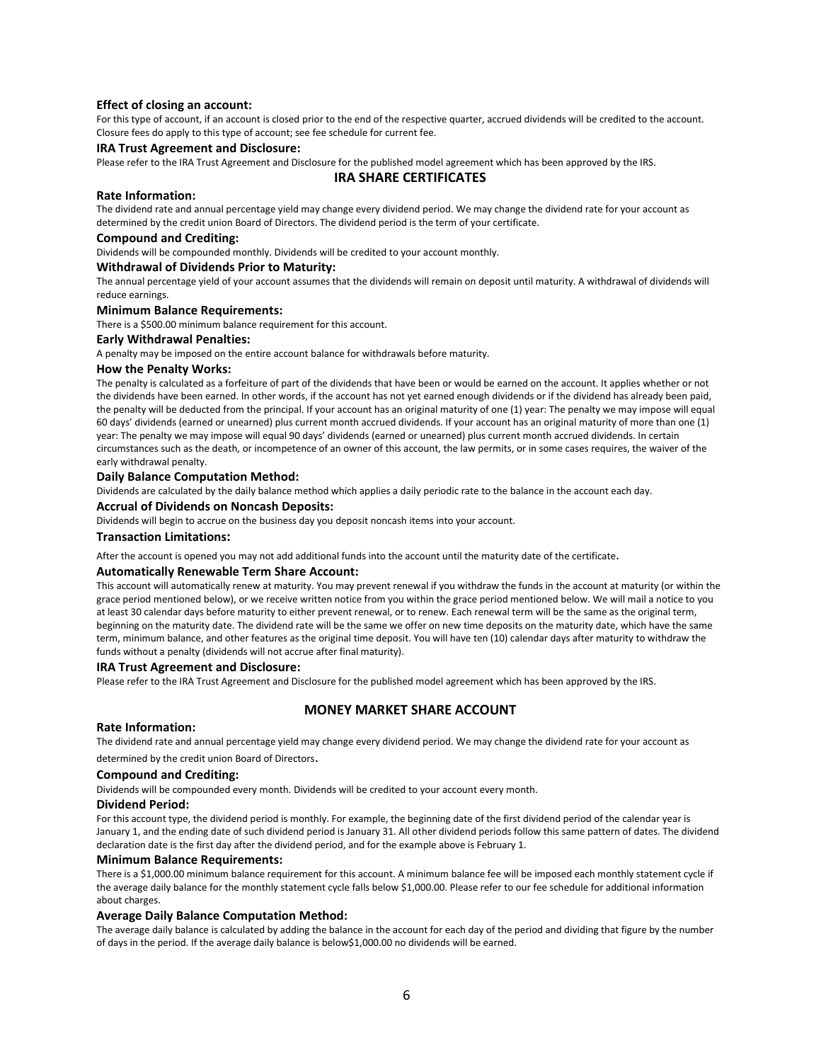### Effect of closing an account:

For this type of account, if an account is closed prior to the end of the respective quarter, accrued dividends will be credited to the account. Closure fees do apply to this type of account; see fee schedule for current fee.

### IRA Trust Agreement and Disclosure:

Please refer to the IRA Trust Agreement and Disclosure for the published model agreement which has been approved by the IRS.

## IRA SHARE CERTIFICATES

### Rate Information:

The dividend rate and annual percentage yield may change every dividend period. We may change the dividend rate for your account as determined by the credit union Board of Directors. The dividend period is the term of your certificate.

### Compound and Crediting:

Dividends will be compounded monthly. Dividends will be credited to your account monthly.

### Withdrawal of Dividends Prior to Maturity:

The annual percentage yield of your account assumes that the dividends will remain on deposit until maturity. A withdrawal of dividends will reduce earnings.

### Minimum Balance Requirements:

There is a $500.00 minimum balance requirement for this account.

### Early Withdrawal Penalties:

A penalty may be imposed on the entire account balance for withdrawals before maturity.

### How the Penalty Works:

The penalty is calculated as a forfeiture of part of the dividends that have been or would be earned on the account. It applies whether or not the dividends have been earned. In other words, if the account has not yet earned enough dividends or if the dividend has already been paid, the penalty will be deducted from the principal. If your account has an original maturity of one (1) year: The penalty we may impose will equal 60 days' dividends (earned or unearned) plus current month accrued dividends. If your account has an original maturity of more than one (1) year: The penalty we may impose will equal 90 days' dividends (earned or unearned) plus current month accrued dividends. In certain circumstances such as the death, or incompetence of an owner of this account, the law permits, or in some cases requires, the waiver of the early withdrawal penalty.

### Daily Balance Computation Method:

Dividends are calculated by the daily balance method which applies a daily periodic rate to the balance in the account each day.

### Accrual of Dividends on Noncash Deposits:

Dividends will begin to accrue on the business day you deposit noncash items into your account.

### Transaction Limitations:

After the account is opened you may not add additional funds into the account until the maturity date of the certificate.

### Automatically Renewable Term Share Account:

This account will automatically renew at maturity. You may prevent renewal if you withdraw the funds in the account at maturity (or within the grace period mentioned below), or we receive written notice from you within the grace period mentioned below. We will mail a notice to you at least 30 calendar days before maturity to either prevent renewal, or to renew. Each renewal term will be the same as the original term, beginning on the maturity date. The dividend rate will be the same we offer on new time deposits on the maturity date, which have the same term, minimum balance, and other features as the original time deposit. You will have ten (10) calendar days after maturity to withdraw the funds without a penalty (dividends will not accrue after final maturity).

### IRA Trust Agreement and Disclosure:

Please refer to the IRA Trust Agreement and Disclosure for the published model agreement which has been approved by the IRS.

## MONEY MARKET SHARE ACCOUNT

### Rate Information:

The dividend rate and annual percentage yield may change every dividend period. We may change the dividend rate for your account as determined by the credit union Board of Directors.

### Compound and Crediting:

Dividends will be compounded every month. Dividends will be credited to your account every month.

### Dividend Period:

For this account type, the dividend period is monthly. For example, the beginning date of the first dividend period of the calendar year is January 1, and the ending date of such dividend period is January 31. All other dividend periods follow this same pattern of dates. The dividend declaration date is the first day after the dividend period, and for the example above is February 1.

### Minimum Balance Requirements:

There is a $1,000.00 minimum balance requirement for this account. A minimum balance fee will be imposed each monthly statement cycle if the average daily balance for the monthly statement cycle falls below $1,000.00. Please refer to our fee schedule for additional information about charges.

### Average Daily Balance Computation Method:

The average daily balance is calculated by adding the balance in the account for each day of the period and dividing that figure by the number of days in the period. If the average daily balance is below$1,000.00 no dividends will be earned.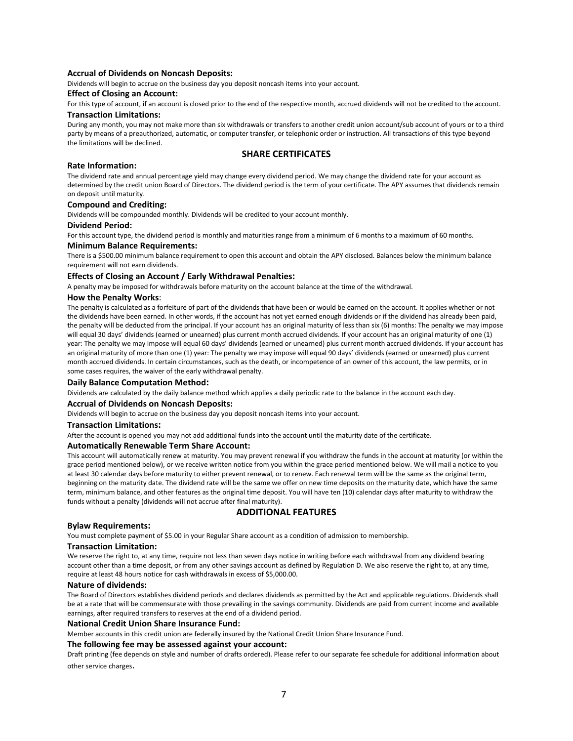**Accrual of Dividends on Noncash Deposits:**

Dividends will begin to accrue on the business day you deposit noncash items into your account.

**Effect of Closing an Account:**

For this type of account, if an account is closed prior to the end of the respective month, accrued dividends will not be credited to the account.

**Transaction Limitations:**

During any month, you may not make more than six withdrawals or transfers to another credit union account/sub account of yours or to a third party by means of a preauthorized, automatic, or computer transfer, or telephonic order or instruction. All transactions of this type beyond the limitations will be declined.

## SHARE CERTIFICATES

**Rate Information:**

The dividend rate and annual percentage yield may change every dividend period. We may change the dividend rate for your account as determined by the credit union Board of Directors. The dividend period is the term of your certificate. The APY assumes that dividends remain on deposit until maturity.

**Compound and Crediting:**

Dividends will be compounded monthly. Dividends will be credited to your account monthly.

**Dividend Period:**

For this account type, the dividend period is monthly and maturities range from a minimum of 6 months to a maximum of 60 months.

**Minimum Balance Requirements:**

There is a $500.00 minimum balance requirement to open this account and obtain the APY disclosed. Balances below the minimum balance requirement will not earn dividends.

**Effects of Closing an Account / Early Withdrawal Penalties:**

A penalty may be imposed for withdrawals before maturity on the account balance at the time of the withdrawal.

**How the Penalty Works**:

The penalty is calculated as a forfeiture of part of the dividends that have been or would be earned on the account. It applies whether or not the dividends have been earned. In other words, if the account has not yet earned enough dividends or if the dividend has already been paid, the penalty will be deducted from the principal. If your account has an original maturity of less than six (6) months: The penalty we may impose will equal 30 days' dividends (earned or unearned) plus current month accrued dividends. If your account has an original maturity of one (1) year: The penalty we may impose will equal 60 days' dividends (earned or unearned) plus current month accrued dividends. If your account has an original maturity of more than one (1) year: The penalty we may impose will equal 90 days' dividends (earned or unearned) plus current month accrued dividends. In certain circumstances, such as the death, or incompetence of an owner of this account, the law permits, or in some cases requires, the waiver of the early withdrawal penalty.

**Daily Balance Computation Method:**

Dividends are calculated by the daily balance method which applies a daily periodic rate to the balance in the account each day.

**Accrual of Dividends on Noncash Deposits:**

Dividends will begin to accrue on the business day you deposit noncash items into your account.

**Transaction Limitations:**

After the account is opened you may not add additional funds into the account until the maturity date of the certificate.

**Automatically Renewable Term Share Account:**

This account will automatically renew at maturity. You may prevent renewal if you withdraw the funds in the account at maturity (or within the grace period mentioned below), or we receive written notice from you within the grace period mentioned below. We will mail a notice to you at least 30 calendar days before maturity to either prevent renewal, or to renew. Each renewal term will be the same as the original term, beginning on the maturity date. The dividend rate will be the same we offer on new time deposits on the maturity date, which have the same term, minimum balance, and other features as the original time deposit. You will have ten (10) calendar days after maturity to withdraw the funds without a penalty (dividends will not accrue after final maturity).

## ADDITIONAL FEATURES

**Bylaw Requirements:**

You must complete payment of $5.00 in your Regular Share account as a condition of admission to membership.

**Transaction Limitation:**

We reserve the right to, at any time, require not less than seven days notice in writing before each withdrawal from any dividend bearing account other than a time deposit, or from any other savings account as defined by Regulation D. We also reserve the right to, at any time, require at least 48 hours notice for cash withdrawals in excess of $5,000.00.

**Nature of dividends:**

The Board of Directors establishes dividend periods and declares dividends as permitted by the Act and applicable regulations. Dividends shall be at a rate that will be commensurate with those prevailing in the savings community. Dividends are paid from current income and available earnings, after required transfers to reserves at the end of a dividend period.

**National Credit Union Share Insurance Fund:**

Member accounts in this credit union are federally insured by the National Credit Union Share Insurance Fund.

**The following fee may be assessed against your account:**

Draft printing (fee depends on style and number of drafts ordered). Please refer to our separate fee schedule for additional information about other service charges.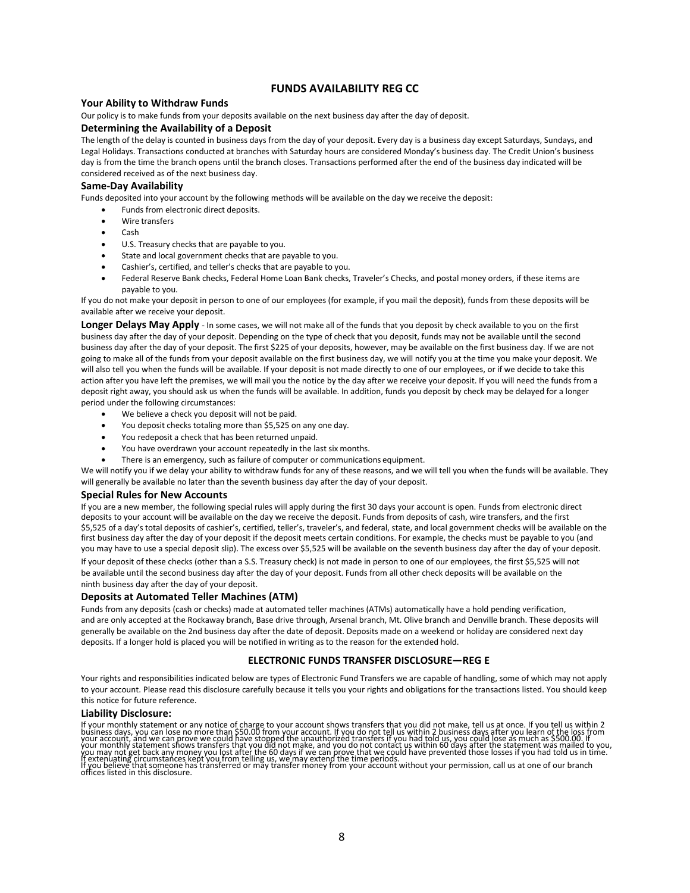## FUNDS AVAILABILITY REG CC

### Your Ability to Withdraw Funds

Our policy is to make funds from your deposits available on the next business day after the day of deposit.

### Determining the Availability of a Deposit

The length of the delay is counted in business days from the day of your deposit. Every day is a business day except Saturdays, Sundays, and Legal Holidays. Transactions conducted at branches with Saturday hours are considered Monday's business day. The Credit Union's business day is from the time the branch opens until the branch closes. Transactions performed after the end of the business day indicated will be considered received as of the next business day.

### Same-Day Availability

Funds deposited into your account by the following methods will be available on the day we receive the deposit:

- Funds from electronic direct deposits.
- Wire transfers
- Cash
- U.S. Treasury checks that are payable to you.
- State and local government checks that are payable to you.
- Cashier's, certified, and teller's checks that are payable to you.
- Federal Reserve Bank checks, Federal Home Loan Bank checks, Traveler's Checks, and postal money orders, if these items are payable to you.

If you do not make your deposit in person to one of our employees (for example, if you mail the deposit), funds from these deposits will be available after we receive your deposit.

**Longer Delays May Apply** - In some cases, we will not make all of the funds that you deposit by check available to you on the first business day after the day of your deposit. Depending on the type of check that you deposit, funds may not be available until the second business day after the day of your deposit. The first $225 of your deposits, however, may be available on the first business day. If we are not going to make all of the funds from your deposit available on the first business day, we will notify you at the time you make your deposit. We will also tell you when the funds will be available. If your deposit is not made directly to one of our employees, or if we decide to take this action after you have left the premises, we will mail you the notice by the day after we receive your deposit. If you will need the funds from a deposit right away, you should ask us when the funds will be available. In addition, funds you deposit by check may be delayed for a longer period under the following circumstances:

- We believe a check you deposit will not be paid.
- You deposit checks totaling more than $5,525 on any one day.
- You redeposit a check that has been returned unpaid.
- You have overdrawn your account repeatedly in the last six months.
- There is an emergency, such as failure of computer or communications equipment.

We will notify you if we delay your ability to withdraw funds for any of these reasons, and we will tell you when the funds will be available. They will generally be available no later than the seventh business day after the day of your deposit.

### Special Rules for New Accounts

If you are a new member, the following special rules will apply during the first 30 days your account is open. Funds from electronic direct deposits to your account will be available on the day we receive the deposit. Funds from deposits of cash, wire transfers, and the first $5,525 of a day's total deposits of cashier's, certified, teller's, traveler's, and federal, state, and local government checks will be available on the first business day after the day of your deposit if the deposit meets certain conditions. For example, the checks must be payable to you (and you may have to use a special deposit slip). The excess over $5,525 will be available on the seventh business day after the day of your deposit.

If your deposit of these checks (other than a S.S. Treasury check) is not made in person to one of our employees, the first $5,525 will not be available until the second business day after the day of your deposit. Funds from all other check deposits will be available on the ninth business day after the day of your deposit.

### Deposits at Automated Teller Machines (ATM)

Funds from any deposits (cash or checks) made at automated teller machines (ATMs) automatically have a hold pending verification, and are only accepted at the Rockaway branch, Base drive through, Arsenal branch, Mt. Olive branch and Denville branch. These deposits will generally be available on the 2nd business day after the date of deposit. Deposits made on a weekend or holiday are considered next day deposits. If a longer hold is placed you will be notified in writing as to the reason for the extended hold.

## ELECTRONIC FUNDS TRANSFER DISCLOSURE—REG E

Your rights and responsibilities indicated below are types of Electronic Fund Transfers we are capable of handling, some of which may not apply to your account. Please read this disclosure carefully because it tells you your rights and obligations for the transactions listed. You should keep this notice for future reference.

### Liability Disclosure:

If your monthly statement or any notice of charge to your account shows transfers that you did not make, tell us at once. If you tell us within 2 business days, you can lose no more than $50.00 from your account. If you do not tell us within 2 business days after you learn of the loss from your account, and we can prove we could have stopped the unauthorized transfers if you had told us, you could lose as much as $500.00. If your monthly statement shows transfers that you did not make, and you do not contact us within 60 days after the statement was mailed to you, you may not get back any money you lost after the 60 days if we can prove that we could have prevented those losses if you had told us in time. If extenuating circumstances kept you from telling us, we may extend the time periods.
If you believe that someone has transferred or may transfer money from your account without your permission, call us at one of our branch offices listed in this disclosure.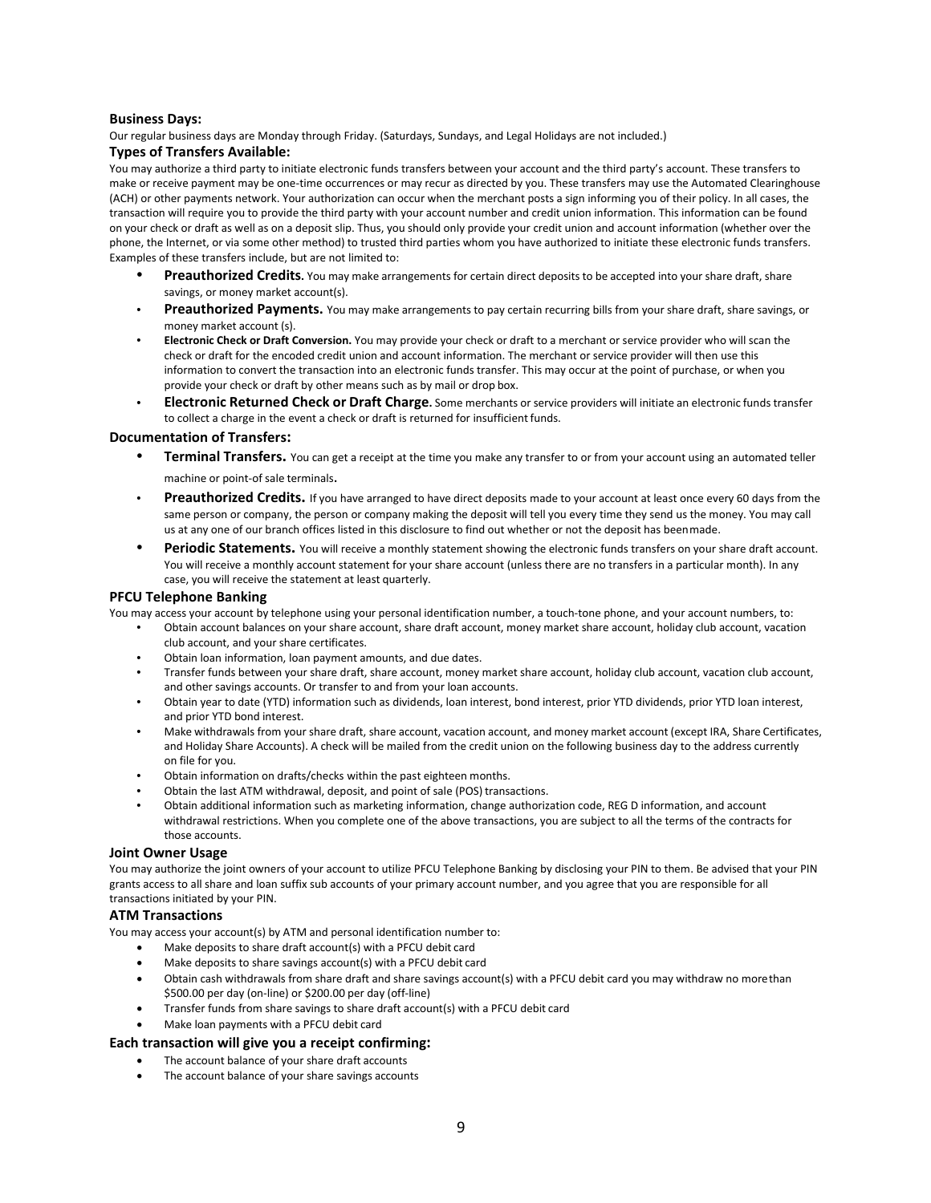### Business Days:

Our regular business days are Monday through Friday. (Saturdays, Sundays, and Legal Holidays are not included.)

### Types of Transfers Available:

You may authorize a third party to initiate electronic funds transfers between your account and the third party's account. These transfers to make or receive payment may be one-time occurrences or may recur as directed by you. These transfers may use the Automated Clearinghouse (ACH) or other payments network. Your authorization can occur when the merchant posts a sign informing you of their policy. In all cases, the transaction will require you to provide the third party with your account number and credit union information. This information can be found on your check or draft as well as on a deposit slip. Thus, you should only provide your credit union and account information (whether over the phone, the Internet, or via some other method) to trusted third parties whom you have authorized to initiate these electronic funds transfers. Examples of these transfers include, but are not limited to:

- **Preauthorized Credits.** You may make arrangements for certain direct deposits to be accepted into your share draft, share savings, or money market account(s).
- **Preauthorized Payments.** You may make arrangements to pay certain recurring bills from your share draft, share savings, or money market account (s).
- **Electronic Check or Draft Conversion.** You may provide your check or draft to a merchant or service provider who will scan the check or draft for the encoded credit union and account information. The merchant or service provider will then use this information to convert the transaction into an electronic funds transfer. This may occur at the point of purchase, or when you provide your check or draft by other means such as by mail or drop box.
- **Electronic Returned Check or Draft Charge.** Some merchants or service providers will initiate an electronic funds transfer to collect a charge in the event a check or draft is returned for insufficient funds.

### Documentation of Transfers:

- **Terminal Transfers.** You can get a receipt at the time you make any transfer to or from your account using an automated teller machine or point-of sale terminals.
- **Preauthorized Credits.** If you have arranged to have direct deposits made to your account at least once every 60 days from the same person or company, the person or company making the deposit will tell you every time they send us the money. You may call us at any one of our branch offices listed in this disclosure to find out whether or not the deposit has been made.
- **Periodic Statements.** You will receive a monthly statement showing the electronic funds transfers on your share draft account. You will receive a monthly account statement for your share account (unless there are no transfers in a particular month). In any case, you will receive the statement at least quarterly.

### PFCU Telephone Banking

You may access your account by telephone using your personal identification number, a touch-tone phone, and your account numbers, to:

- Obtain account balances on your share account, share draft account, money market share account, holiday club account, vacation club account, and your share certificates.
- Obtain loan information, loan payment amounts, and due dates.
- Transfer funds between your share draft, share account, money market share account, holiday club account, vacation club account, and other savings accounts. Or transfer to and from your loan accounts.
- Obtain year to date (YTD) information such as dividends, loan interest, bond interest, prior YTD dividends, prior YTD loan interest, and prior YTD bond interest.
- Make withdrawals from your share draft, share account, vacation account, and money market account (except IRA, Share Certificates, and Holiday Share Accounts). A check will be mailed from the credit union on the following business day to the address currently on file for you.
- Obtain information on drafts/checks within the past eighteen months.
- Obtain the last ATM withdrawal, deposit, and point of sale (POS) transactions.
- Obtain additional information such as marketing information, change authorization code, REG D information, and account withdrawal restrictions. When you complete one of the above transactions, you are subject to all the terms of the contracts for those accounts.

### Joint Owner Usage

You may authorize the joint owners of your account to utilize PFCU Telephone Banking by disclosing your PIN to them. Be advised that your PIN grants access to all share and loan suffix sub accounts of your primary account number, and you agree that you are responsible for all transactions initiated by your PIN.

### ATM Transactions

You may access your account(s) by ATM and personal identification number to:

- Make deposits to share draft account(s) with a PFCU debit card
- Make deposits to share savings account(s) with a PFCU debit card
- Obtain cash withdrawals from share draft and share savings account(s) with a PFCU debit card you may withdraw no more than $500.00 per day (on-line) or $200.00 per day (off-line)
- Transfer funds from share savings to share draft account(s) with a PFCU debit card
- Make loan payments with a PFCU debit card

### Each transaction will give you a receipt confirming:

- The account balance of your share draft accounts
- The account balance of your share savings accounts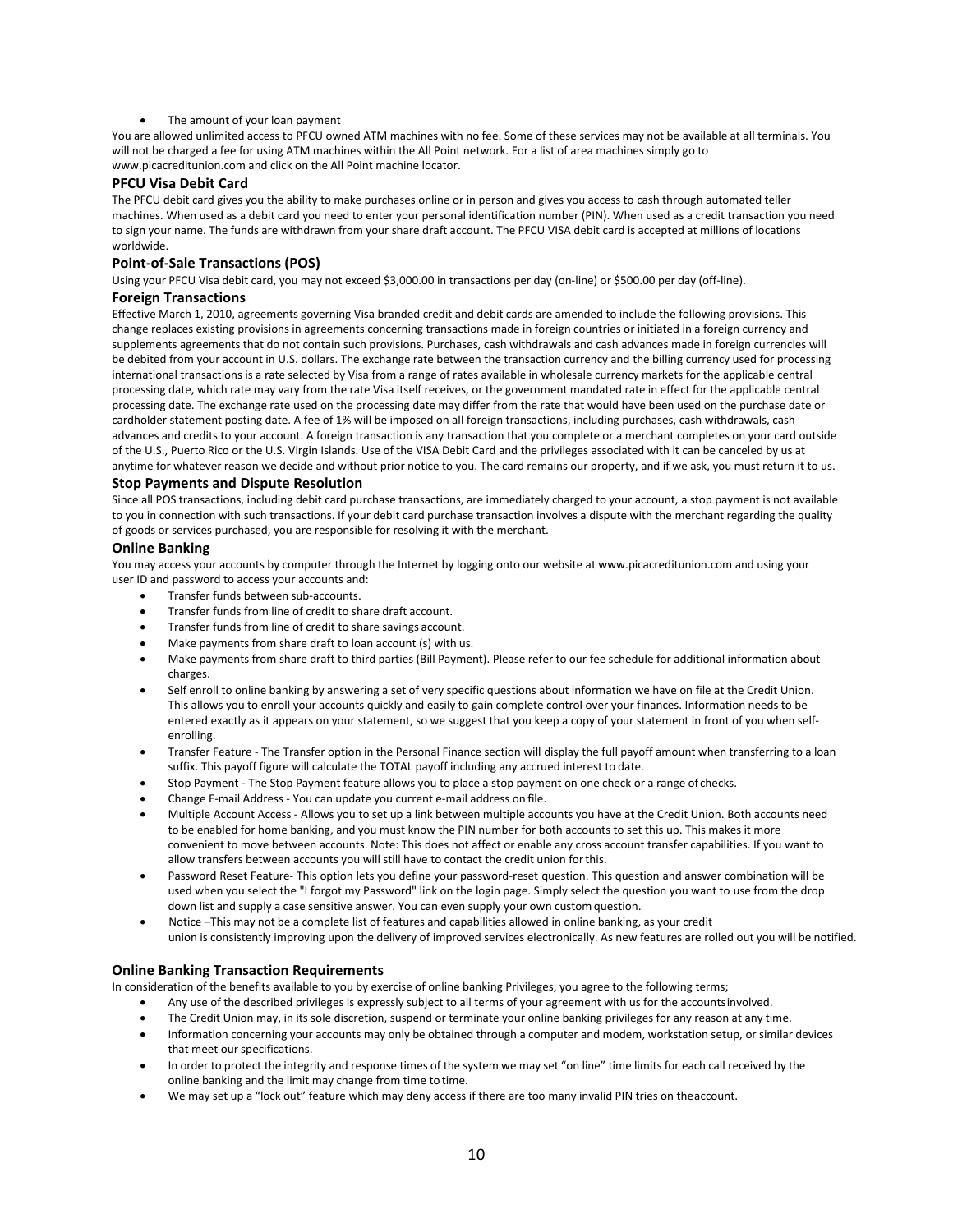- The amount of your loan payment

You are allowed unlimited access to PFCU owned ATM machines with no fee. Some of these services may not be available at all terminals. You will not be charged a fee for using ATM machines within the All Point network. For a list of area machines simply go to www.picacreditunion.com and click on the All Point machine locator.

### PFCU Visa Debit Card

The PFCU debit card gives you the ability to make purchases online or in person and gives you access to cash through automated teller machines. When used as a debit card you need to enter your personal identification number (PIN). When used as a credit transaction you need to sign your name. The funds are withdrawn from your share draft account. The PFCU VISA debit card is accepted at millions of locations worldwide.

### Point-of-Sale Transactions (POS)

Using your PFCU Visa debit card, you may not exceed $3,000.00 in transactions per day (on-line) or $500.00 per day (off-line).

### Foreign Transactions

Effective March 1, 2010, agreements governing Visa branded credit and debit cards are amended to include the following provisions. This change replaces existing provisions in agreements concerning transactions made in foreign countries or initiated in a foreign currency and supplements agreements that do not contain such provisions. Purchases, cash withdrawals and cash advances made in foreign currencies will be debited from your account in U.S. dollars. The exchange rate between the transaction currency and the billing currency used for processing international transactions is a rate selected by Visa from a range of rates available in wholesale currency markets for the applicable central processing date, which rate may vary from the rate Visa itself receives, or the government mandated rate in effect for the applicable central processing date. The exchange rate used on the processing date may differ from the rate that would have been used on the purchase date or cardholder statement posting date. A fee of 1% will be imposed on all foreign transactions, including purchases, cash withdrawals, cash advances and credits to your account. A foreign transaction is any transaction that you complete or a merchant completes on your card outside of the U.S., Puerto Rico or the U.S. Virgin Islands. Use of the VISA Debit Card and the privileges associated with it can be canceled by us at anytime for whatever reason we decide and without prior notice to you. The card remains our property, and if we ask, you must return it to us.

### Stop Payments and Dispute Resolution

Since all POS transactions, including debit card purchase transactions, are immediately charged to your account, a stop payment is not available to you in connection with such transactions. If your debit card purchase transaction involves a dispute with the merchant regarding the quality of goods or services purchased, you are responsible for resolving it with the merchant.

### Online Banking

You may access your accounts by computer through the Internet by logging onto our website at www.picacreditunion.com and using your user ID and password to access your accounts and:

- Transfer funds between sub-accounts.
- Transfer funds from line of credit to share draft account.
- Transfer funds from line of credit to share savings account.
- Make payments from share draft to loan account (s) with us.
- Make payments from share draft to third parties (Bill Payment). Please refer to our fee schedule for additional information about charges.
- Self enroll to online banking by answering a set of very specific questions about information we have on file at the Credit Union. This allows you to enroll your accounts quickly and easily to gain complete control over your finances. Information needs to be entered exactly as it appears on your statement, so we suggest that you keep a copy of your statement in front of you when self-enrolling.
- Transfer Feature - The Transfer option in the Personal Finance section will display the full payoff amount when transferring to a loan suffix. This payoff figure will calculate the TOTAL payoff including any accrued interest to date.
- Stop Payment - The Stop Payment feature allows you to place a stop payment on one check or a range of checks.
- Change E-mail Address - You can update you current e-mail address on file.
- Multiple Account Access - Allows you to set up a link between multiple accounts you have at the Credit Union. Both accounts need to be enabled for home banking, and you must know the PIN number for both accounts to set this up. This makes it more convenient to move between accounts. Note: This does not affect or enable any cross account transfer capabilities. If you want to allow transfers between accounts you will still have to contact the credit union for this.
- Password Reset Feature- This option lets you define your password-reset question. This question and answer combination will be used when you select the "I forgot my Password" link on the login page. Simply select the question you want to use from the drop down list and supply a case sensitive answer. You can even supply your own custom question.
- Notice –This may not be a complete list of features and capabilities allowed in online banking, as your credit union is consistently improving upon the delivery of improved services electronically. As new features are rolled out you will be notified.

### Online Banking Transaction Requirements

In consideration of the benefits available to you by exercise of online banking Privileges, you agree to the following terms;

- Any use of the described privileges is expressly subject to all terms of your agreement with us for the accounts involved.
- The Credit Union may, in its sole discretion, suspend or terminate your online banking privileges for any reason at any time.
- Information concerning your accounts may only be obtained through a computer and modem, workstation setup, or similar devices that meet our specifications.
- In order to protect the integrity and response times of the system we may set "on line" time limits for each call received by the online banking and the limit may change from time to time.
- We may set up a "lock out" feature which may deny access if there are too many invalid PIN tries on the account.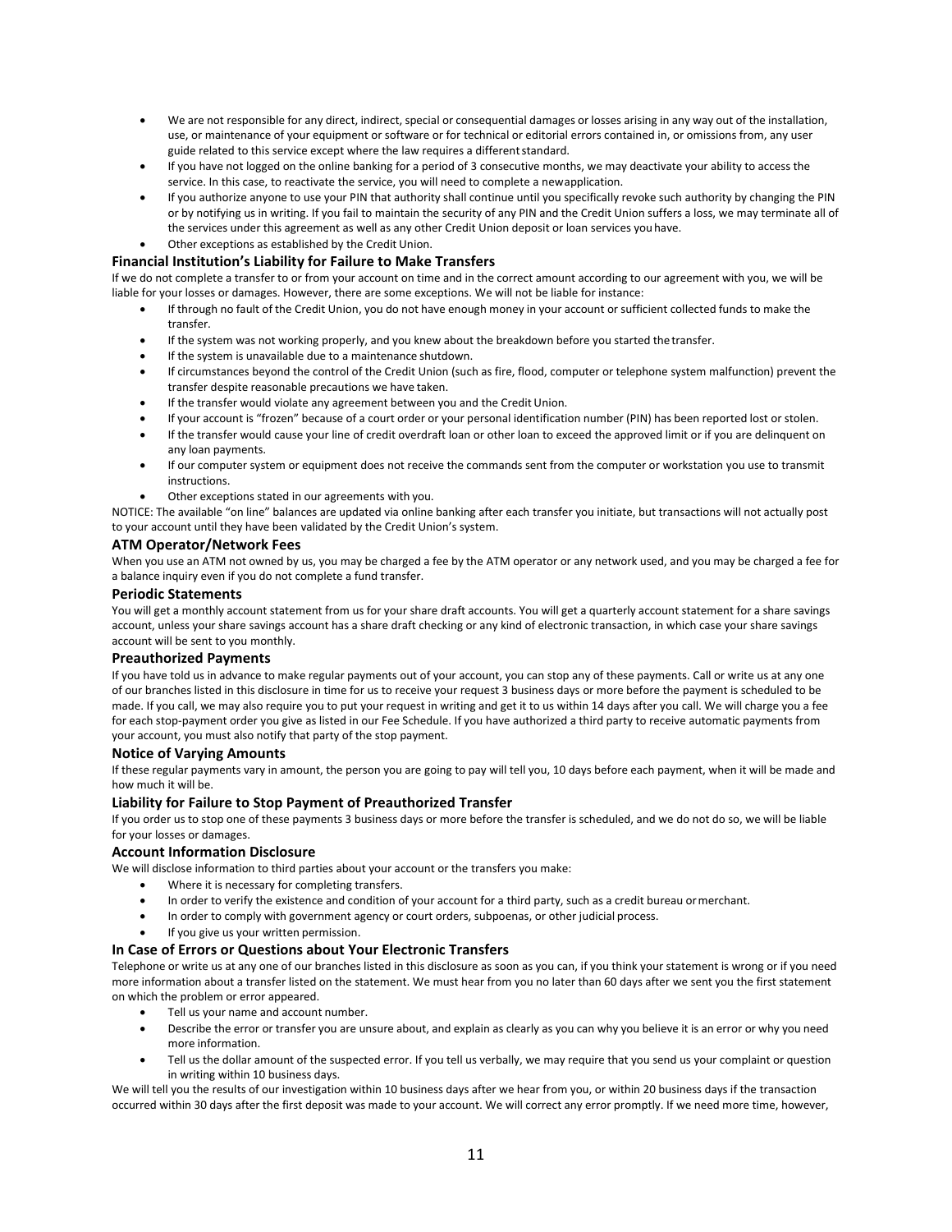- We are not responsible for any direct, indirect, special or consequential damages or losses arising in any way out of the installation, use, or maintenance of your equipment or software or for technical or editorial errors contained in, or omissions from, any user guide related to this service except where the law requires a different standard.
- If you have not logged on the online banking for a period of 3 consecutive months, we may deactivate your ability to access the service. In this case, to reactivate the service, you will need to complete a new application.
- If you authorize anyone to use your PIN that authority shall continue until you specifically revoke such authority by changing the PIN or by notifying us in writing. If you fail to maintain the security of any PIN and the Credit Union suffers a loss, we may terminate all of the services under this agreement as well as any other Credit Union deposit or loan services you have.
- Other exceptions as established by the Credit Union.

### Financial Institution's Liability for Failure to Make Transfers

If we do not complete a transfer to or from your account on time and in the correct amount according to our agreement with you, we will be liable for your losses or damages. However, there are some exceptions. We will not be liable for instance:

- If through no fault of the Credit Union, you do not have enough money in your account or sufficient collected funds to make the transfer.
- If the system was not working properly, and you knew about the breakdown before you started the transfer.
- If the system is unavailable due to a maintenance shutdown.
- If circumstances beyond the control of the Credit Union (such as fire, flood, computer or telephone system malfunction) prevent the transfer despite reasonable precautions we have taken.
- If the transfer would violate any agreement between you and the Credit Union.
- If your account is "frozen" because of a court order or your personal identification number (PIN) has been reported lost or stolen.
- If the transfer would cause your line of credit overdraft loan or other loan to exceed the approved limit or if you are delinquent on any loan payments.
- If our computer system or equipment does not receive the commands sent from the computer or workstation you use to transmit instructions.
- Other exceptions stated in our agreements with you.

NOTICE: The available "on line" balances are updated via online banking after each transfer you initiate, but transactions will not actually post to your account until they have been validated by the Credit Union's system.

### ATM Operator/Network Fees

When you use an ATM not owned by us, you may be charged a fee by the ATM operator or any network used, and you may be charged a fee for a balance inquiry even if you do not complete a fund transfer.

### Periodic Statements

You will get a monthly account statement from us for your share draft accounts. You will get a quarterly account statement for a share savings account, unless your share savings account has a share draft checking or any kind of electronic transaction, in which case your share savings account will be sent to you monthly.

### Preauthorized Payments

If you have told us in advance to make regular payments out of your account, you can stop any of these payments. Call or write us at any one of our branches listed in this disclosure in time for us to receive your request 3 business days or more before the payment is scheduled to be made. If you call, we may also require you to put your request in writing and get it to us within 14 days after you call. We will charge you a fee for each stop-payment order you give as listed in our Fee Schedule. If you have authorized a third party to receive automatic payments from your account, you must also notify that party of the stop payment.

### Notice of Varying Amounts

If these regular payments vary in amount, the person you are going to pay will tell you, 10 days before each payment, when it will be made and how much it will be.

### Liability for Failure to Stop Payment of Preauthorized Transfer

If you order us to stop one of these payments 3 business days or more before the transfer is scheduled, and we do not do so, we will be liable for your losses or damages.

### Account Information Disclosure

We will disclose information to third parties about your account or the transfers you make:

- Where it is necessary for completing transfers.
- In order to verify the existence and condition of your account for a third party, such as a credit bureau or merchant.
- In order to comply with government agency or court orders, subpoenas, or other judicial process.
- If you give us your written permission.

### In Case of Errors or Questions about Your Electronic Transfers

Telephone or write us at any one of our branches listed in this disclosure as soon as you can, if you think your statement is wrong or if you need more information about a transfer listed on the statement. We must hear from you no later than 60 days after we sent you the first statement on which the problem or error appeared.

- Tell us your name and account number.
- Describe the error or transfer you are unsure about, and explain as clearly as you can why you believe it is an error or why you need more information.
- Tell us the dollar amount of the suspected error. If you tell us verbally, we may require that you send us your complaint or question in writing within 10 business days.

We will tell you the results of our investigation within 10 business days after we hear from you, or within 20 business days if the transaction occurred within 30 days after the first deposit was made to your account. We will correct any error promptly. If we need more time, however,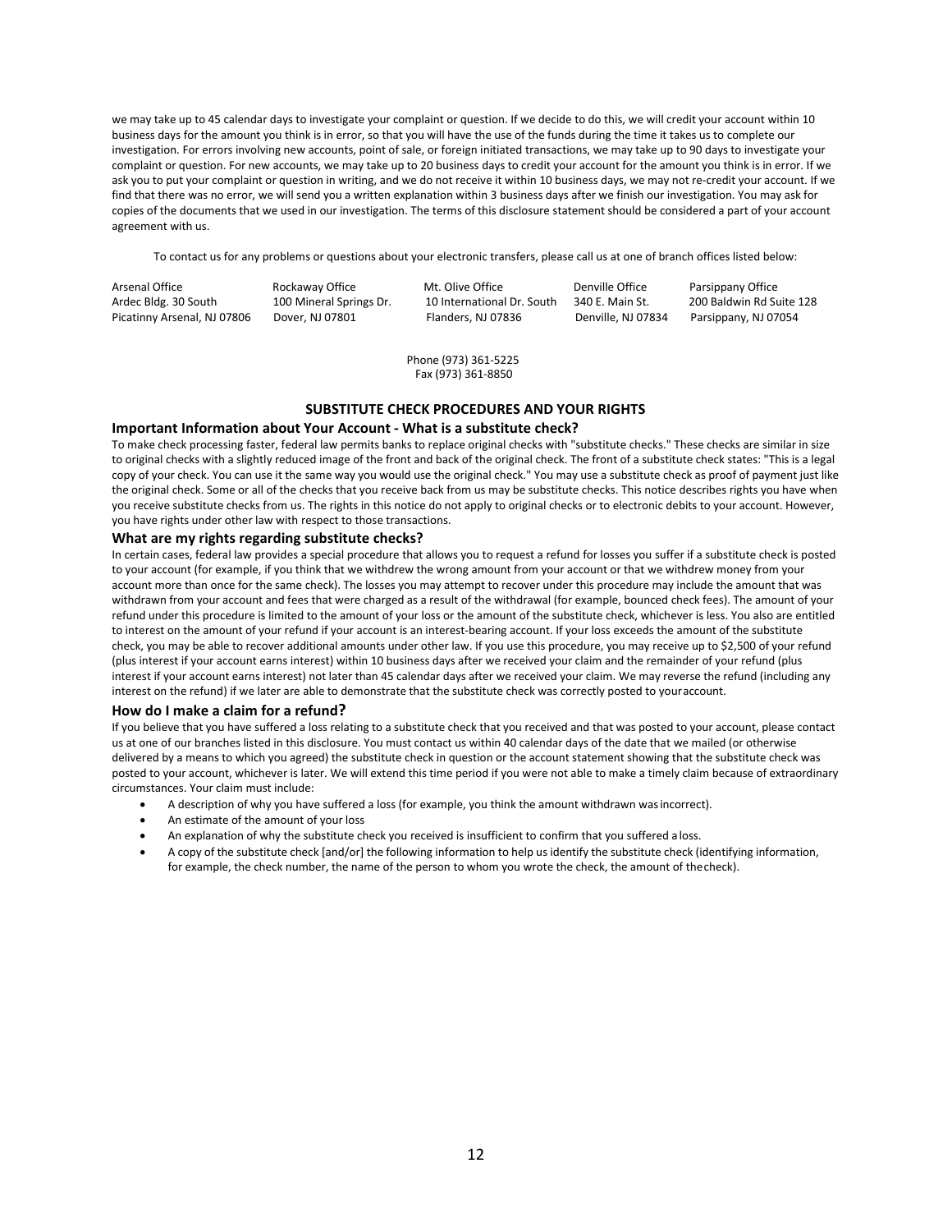we may take up to 45 calendar days to investigate your complaint or question. If we decide to do this, we will credit your account within 10 business days for the amount you think is in error, so that you will have the use of the funds during the time it takes us to complete our investigation. For errors involving new accounts, point of sale, or foreign initiated transactions, we may take up to 90 days to investigate your complaint or question. For new accounts, we may take up to 20 business days to credit your account for the amount you think is in error. If we ask you to put your complaint or question in writing, and we do not receive it within 10 business days, we may not re-credit your account. If we find that there was no error, we will send you a written explanation within 3 business days after we finish our investigation. You may ask for copies of the documents that we used in our investigation. The terms of this disclosure statement should be considered a part of your account agreement with us.

To contact us for any problems or questions about your electronic transfers, please call us at one of branch offices listed below:

| | | | | |
|---|---|---|---|---|
| Arsenal Office | Rockaway Office | Mt. Olive Office | Denville Office | Parsippany Office |
| Ardec Bldg. 30 South | 100 Mineral Springs Dr. | 10 International Dr. South | 340 E. Main St. | 200 Baldwin Rd Suite 128 |
| Picatinny Arsenal, NJ 07806 | Dover, NJ 07801 | Flanders, NJ 07836 | Denville, NJ 07834 | Parsippany, NJ 07054 |

Phone (973) 361-5225
Fax (973) 361-8850

## SUBSTITUTE CHECK PROCEDURES AND YOUR RIGHTS

### Important Information about Your Account - What is a substitute check?

To make check processing faster, federal law permits banks to replace original checks with "substitute checks." These checks are similar in size to original checks with a slightly reduced image of the front and back of the original check. The front of a substitute check states: "This is a legal copy of your check. You can use it the same way you would use the original check." You may use a substitute check as proof of payment just like the original check. Some or all of the checks that you receive back from us may be substitute checks. This notice describes rights you have when you receive substitute checks from us. The rights in this notice do not apply to original checks or to electronic debits to your account. However, you have rights under other law with respect to those transactions.

### What are my rights regarding substitute checks?

In certain cases, federal law provides a special procedure that allows you to request a refund for losses you suffer if a substitute check is posted to your account (for example, if you think that we withdrew the wrong amount from your account or that we withdrew money from your account more than once for the same check). The losses you may attempt to recover under this procedure may include the amount that was withdrawn from your account and fees that were charged as a result of the withdrawal (for example, bounced check fees). The amount of your refund under this procedure is limited to the amount of your loss or the amount of the substitute check, whichever is less. You also are entitled to interest on the amount of your refund if your account is an interest-bearing account. If your loss exceeds the amount of the substitute check, you may be able to recover additional amounts under other law. If you use this procedure, you may receive up to $2,500 of your refund (plus interest if your account earns interest) within 10 business days after we received your claim and the remainder of your refund (plus interest if your account earns interest) not later than 45 calendar days after we received your claim. We may reverse the refund (including any interest on the refund) if we later are able to demonstrate that the substitute check was correctly posted to your account.

### How do I make a claim for a refund?

If you believe that you have suffered a loss relating to a substitute check that you received and that was posted to your account, please contact us at one of our branches listed in this disclosure. You must contact us within 40 calendar days of the date that we mailed (or otherwise delivered by a means to which you agreed) the substitute check in question or the account statement showing that the substitute check was posted to your account, whichever is later. We will extend this time period if you were not able to make a timely claim because of extraordinary circumstances. Your claim must include:

- A description of why you have suffered a loss (for example, you think the amount withdrawn was incorrect).
- An estimate of the amount of your loss
- An explanation of why the substitute check you received is insufficient to confirm that you suffered a loss.
- A copy of the substitute check [and/or] the following information to help us identify the substitute check (identifying information, for example, the check number, the name of the person to whom you wrote the check, the amount of the check).